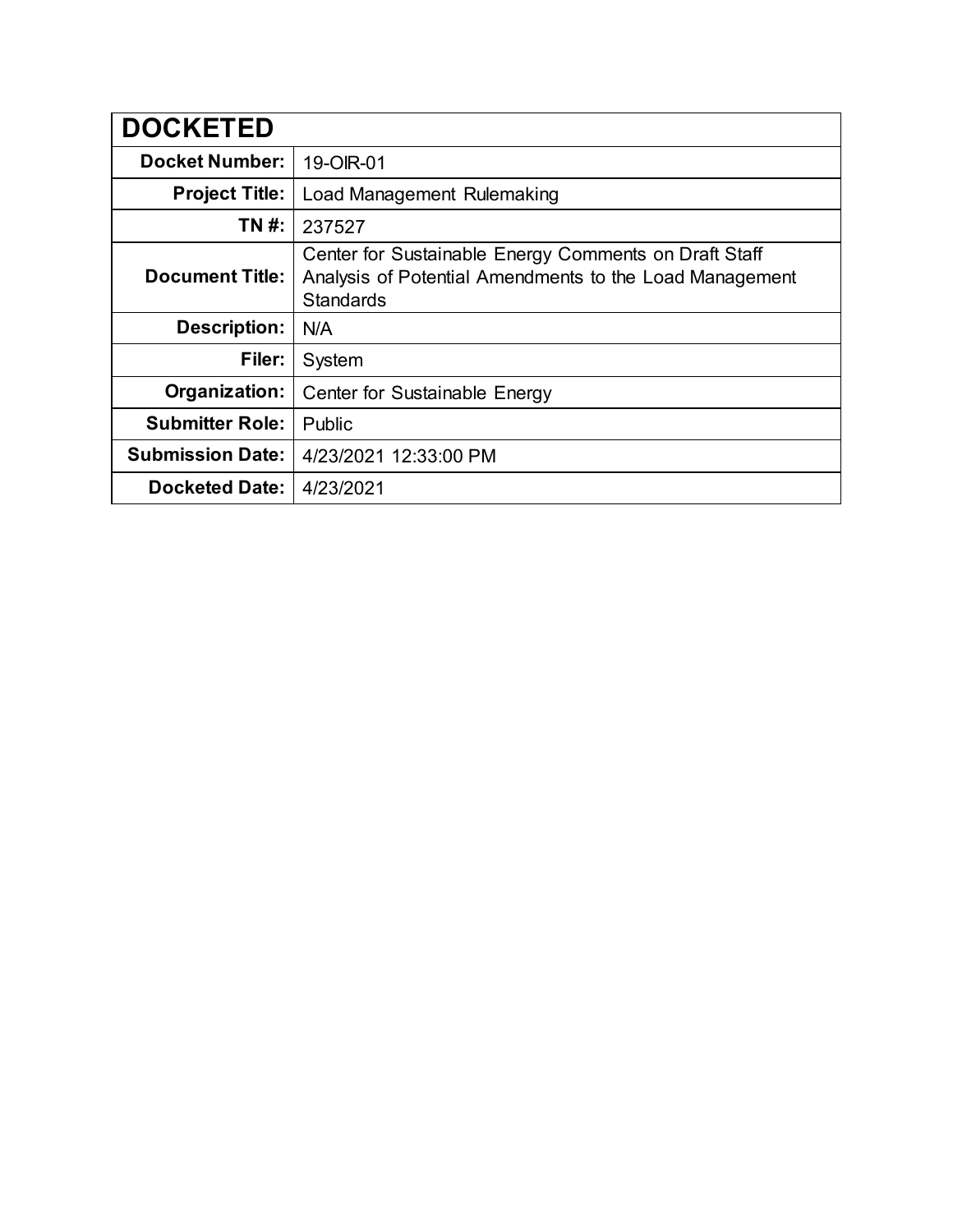| DOCKETED | |
|---|---|
| **Docket Number:** | 19-OIR-01 |
| **Project Title:** | Load Management Rulemaking |
| **TN #:** | 237527 |
| **Document Title:** | Center for Sustainable Energy Comments on Draft Staff Analysis of Potential Amendments to the Load Management Standards |
| **Description:** | N/A |
| **Filer:** | System |
| **Organization:** | Center for Sustainable Energy |
| **Submitter Role:** | Public |
| **Submission Date:** | 4/23/2021 12:33:00 PM |
| **Docketed Date:** | 4/23/2021 |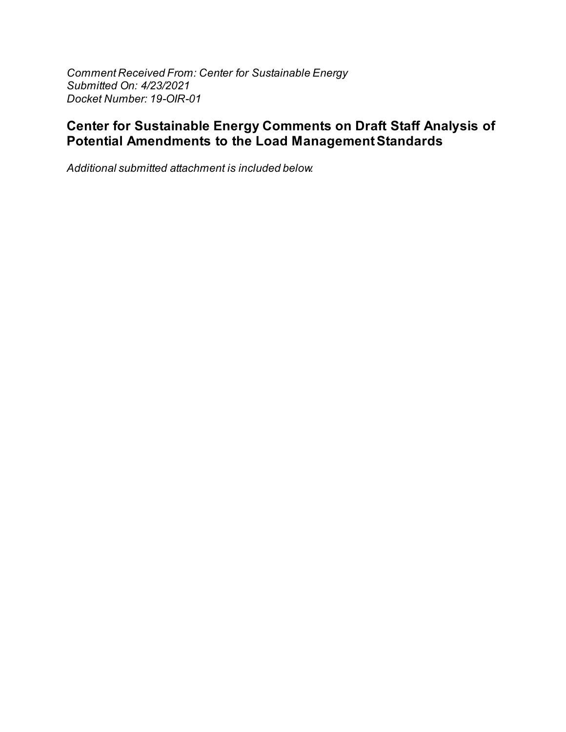*Comment Received From: Center for Sustainable Energy*
*Submitted On: 4/23/2021*
*Docket Number: 19-OIR-01*

## Center for Sustainable Energy Comments on Draft Staff Analysis of Potential Amendments to the Load Management Standards

*Additional submitted attachment is included below.*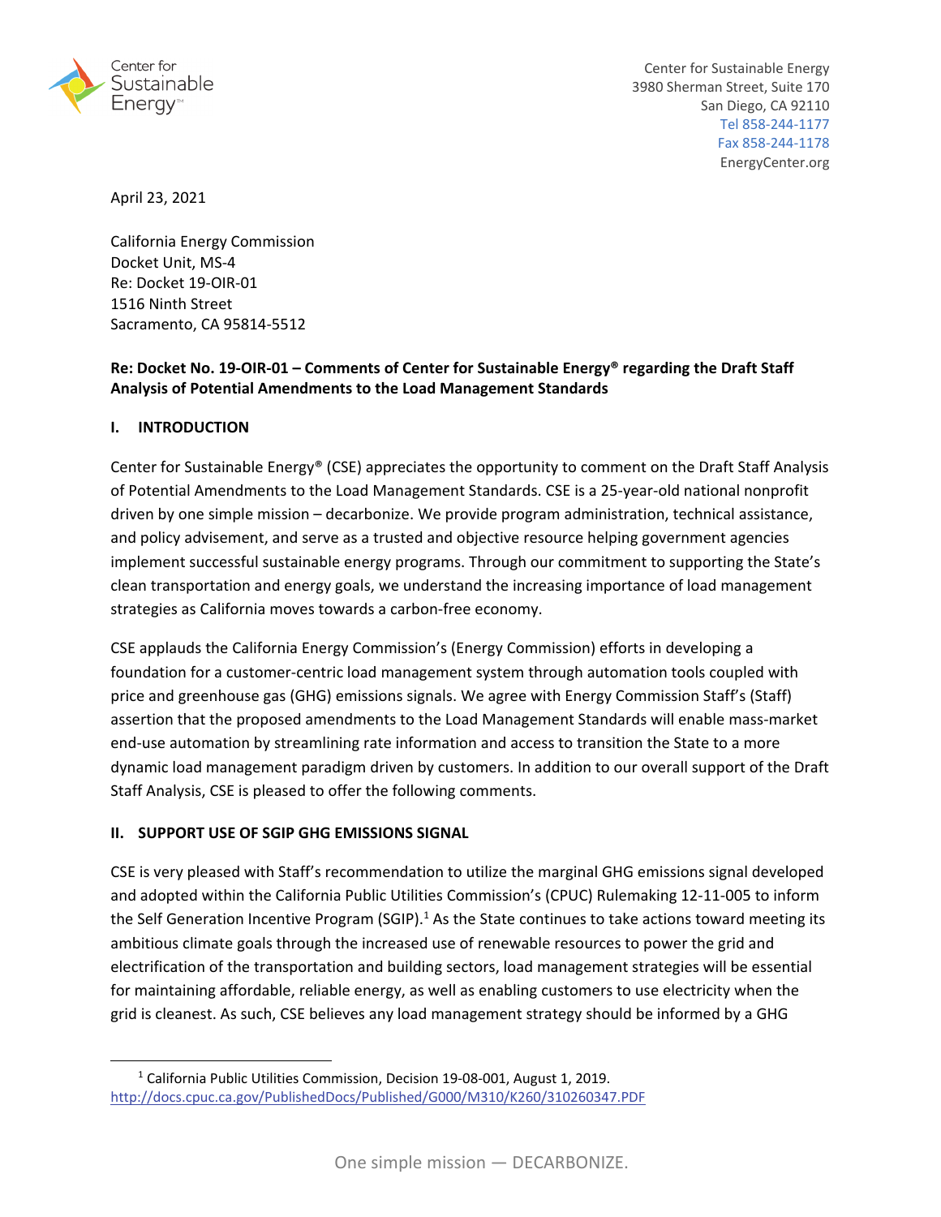Center for Sustainable Energy
3980 Sherman Street, Suite 170
San Diego, CA 92110
Tel 858-244-1177
Fax 858-244-1178
EnergyCenter.org

April 23, 2021

California Energy Commission
Docket Unit, MS-4
Re: Docket 19-OIR-01
1516 Ninth Street
Sacramento, CA 95814-5512

**Re: Docket No. 19-OIR-01 – Comments of Center for Sustainable Energy® regarding the Draft Staff Analysis of Potential Amendments to the Load Management Standards**

## I. INTRODUCTION

Center for Sustainable Energy® (CSE) appreciates the opportunity to comment on the Draft Staff Analysis of Potential Amendments to the Load Management Standards. CSE is a 25-year-old national nonprofit driven by one simple mission – decarbonize. We provide program administration, technical assistance, and policy advisement, and serve as a trusted and objective resource helping government agencies implement successful sustainable energy programs. Through our commitment to supporting the State's clean transportation and energy goals, we understand the increasing importance of load management strategies as California moves towards a carbon-free economy.

CSE applauds the California Energy Commission's (Energy Commission) efforts in developing a foundation for a customer-centric load management system through automation tools coupled with price and greenhouse gas (GHG) emissions signals. We agree with Energy Commission Staff's (Staff) assertion that the proposed amendments to the Load Management Standards will enable mass-market end-use automation by streamlining rate information and access to transition the State to a more dynamic load management paradigm driven by customers. In addition to our overall support of the Draft Staff Analysis, CSE is pleased to offer the following comments.

## II. SUPPORT USE OF SGIP GHG EMISSIONS SIGNAL

CSE is very pleased with Staff's recommendation to utilize the marginal GHG emissions signal developed and adopted within the California Public Utilities Commission's (CPUC) Rulemaking 12-11-005 to inform the Self Generation Incentive Program (SGIP).[1] As the State continues to take actions toward meeting its ambitious climate goals through the increased use of renewable resources to power the grid and electrification of the transportation and building sectors, load management strategies will be essential for maintaining affordable, reliable energy, as well as enabling customers to use electricity when the grid is cleanest. As such, CSE believes any load management strategy should be informed by a GHG

[1] California Public Utilities Commission, Decision 19-08-001, August 1, 2019. http://docs.cpuc.ca.gov/PublishedDocs/Published/G000/M310/K260/310260347.PDF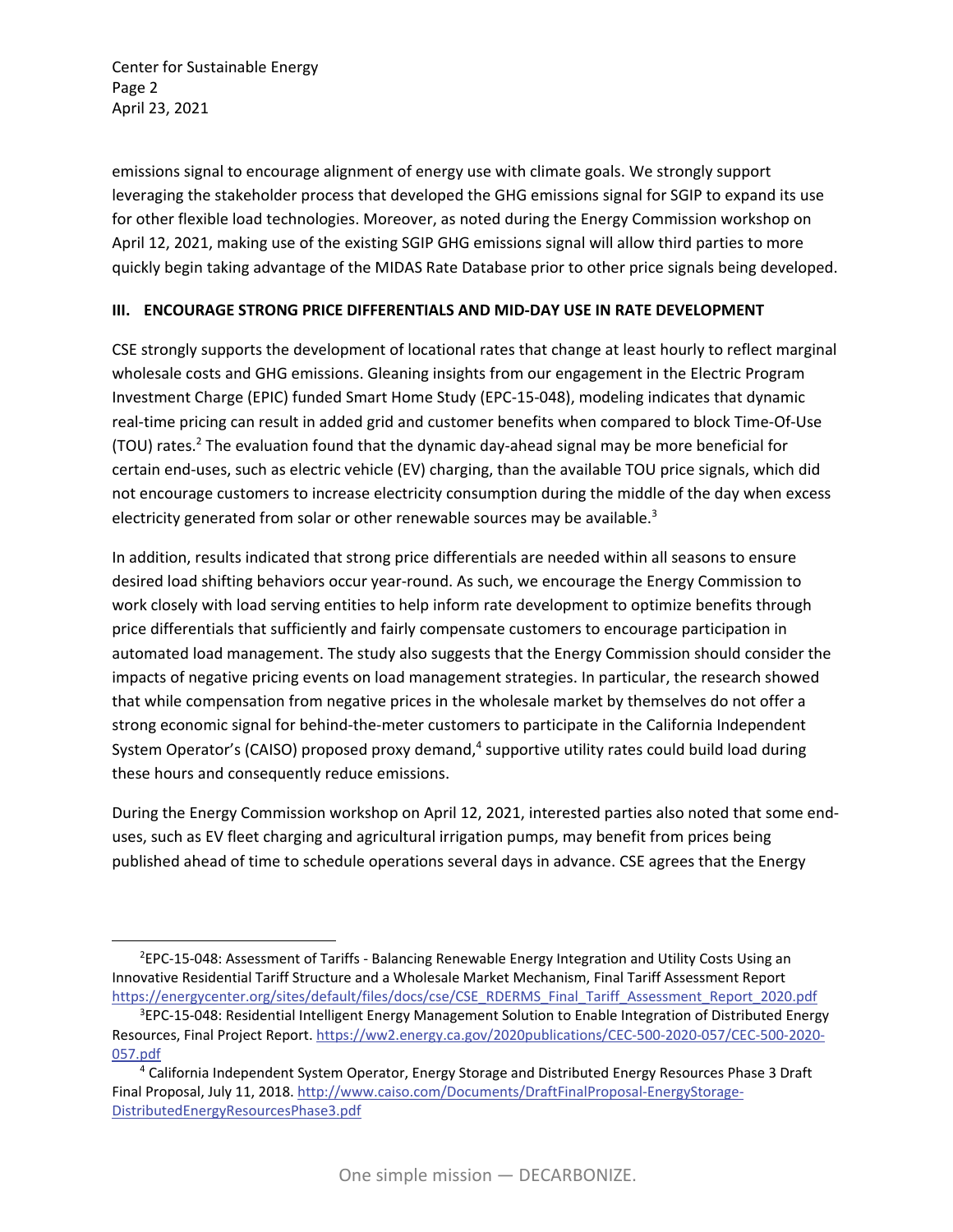emissions signal to encourage alignment of energy use with climate goals. We strongly support leveraging the stakeholder process that developed the GHG emissions signal for SGIP to expand its use for other flexible load technologies. Moreover, as noted during the Energy Commission workshop on April 12, 2021, making use of the existing SGIP GHG emissions signal will allow third parties to more quickly begin taking advantage of the MIDAS Rate Database prior to other price signals being developed.

## III. ENCOURAGE STRONG PRICE DIFFERENTIALS AND MID-DAY USE IN RATE DEVELOPMENT

CSE strongly supports the development of locational rates that change at least hourly to reflect marginal wholesale costs and GHG emissions. Gleaning insights from our engagement in the Electric Program Investment Charge (EPIC) funded Smart Home Study (EPC-15-048), modeling indicates that dynamic real-time pricing can result in added grid and customer benefits when compared to block Time-Of-Use (TOU) rates.[2] The evaluation found that the dynamic day-ahead signal may be more beneficial for certain end-uses, such as electric vehicle (EV) charging, than the available TOU price signals, which did not encourage customers to increase electricity consumption during the middle of the day when excess electricity generated from solar or other renewable sources may be available.[3]

In addition, results indicated that strong price differentials are needed within all seasons to ensure desired load shifting behaviors occur year-round. As such, we encourage the Energy Commission to work closely with load serving entities to help inform rate development to optimize benefits through price differentials that sufficiently and fairly compensate customers to encourage participation in automated load management. The study also suggests that the Energy Commission should consider the impacts of negative pricing events on load management strategies. In particular, the research showed that while compensation from negative prices in the wholesale market by themselves do not offer a strong economic signal for behind-the-meter customers to participate in the California Independent System Operator's (CAISO) proposed proxy demand,[4] supportive utility rates could build load during these hours and consequently reduce emissions.

During the Energy Commission workshop on April 12, 2021, interested parties also noted that some end-uses, such as EV fleet charging and agricultural irrigation pumps, may benefit from prices being published ahead of time to schedule operations several days in advance. CSE agrees that the Energy

---

[2] EPC-15-048: Assessment of Tariffs - Balancing Renewable Energy Integration and Utility Costs Using an Innovative Residential Tariff Structure and a Wholesale Market Mechanism, Final Tariff Assessment Report https://energycenter.org/sites/default/files/docs/cse/CSE_RDERMS_Final_Tariff_Assessment_Report_2020.pdf

[3] EPC-15-048: Residential Intelligent Energy Management Solution to Enable Integration of Distributed Energy Resources, Final Project Report. https://ww2.energy.ca.gov/2020publications/CEC-500-2020-057/CEC-500-2020-057.pdf

[4] California Independent System Operator, Energy Storage and Distributed Energy Resources Phase 3 Draft Final Proposal, July 11, 2018. http://www.caiso.com/Documents/DraftFinalProposal-EnergyStorage-DistributedEnergyResourcesPhase3.pdf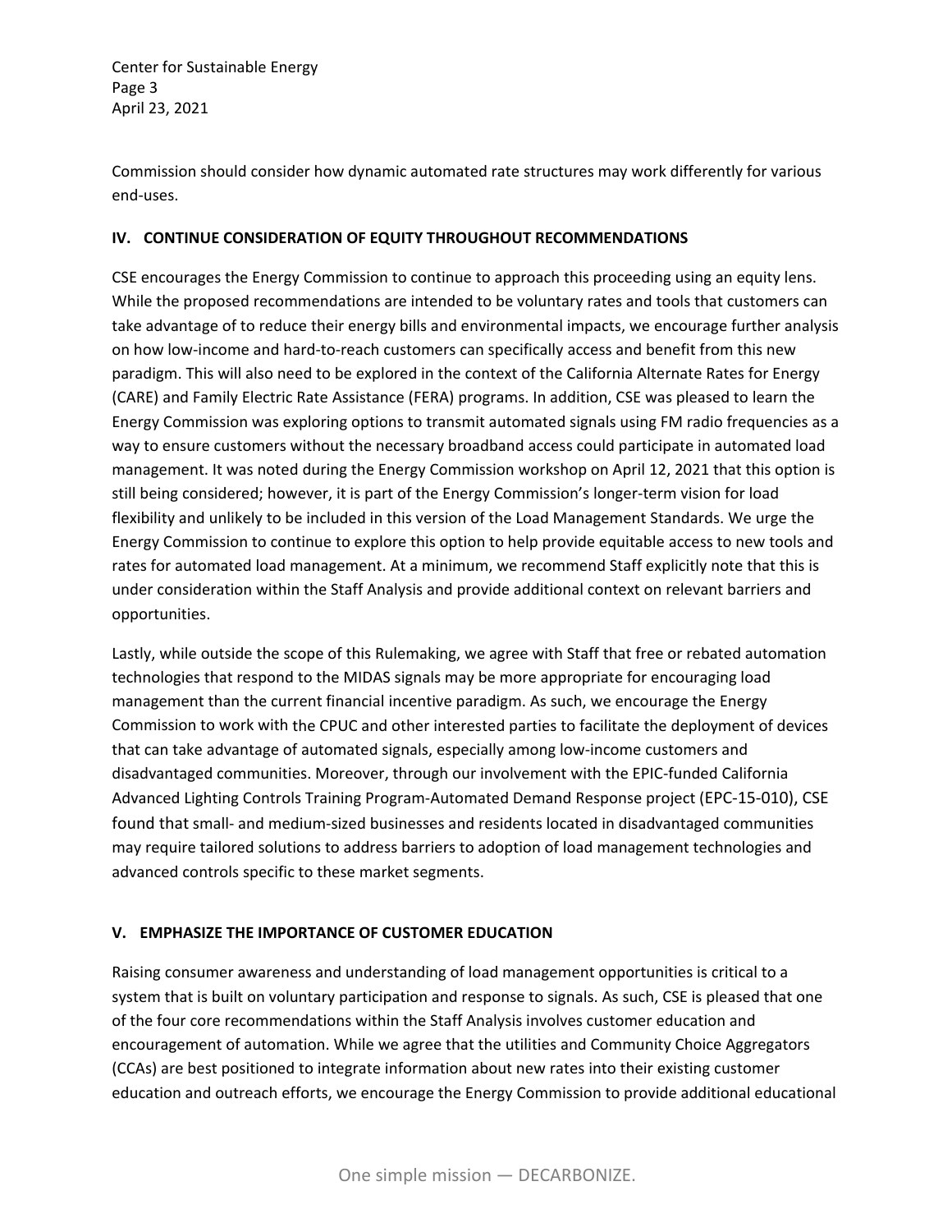Commission should consider how dynamic automated rate structures may work differently for various end-uses.

## IV. CONTINUE CONSIDERATION OF EQUITY THROUGHOUT RECOMMENDATIONS

CSE encourages the Energy Commission to continue to approach this proceeding using an equity lens. While the proposed recommendations are intended to be voluntary rates and tools that customers can take advantage of to reduce their energy bills and environmental impacts, we encourage further analysis on how low-income and hard-to-reach customers can specifically access and benefit from this new paradigm. This will also need to be explored in the context of the California Alternate Rates for Energy (CARE) and Family Electric Rate Assistance (FERA) programs. In addition, CSE was pleased to learn the Energy Commission was exploring options to transmit automated signals using FM radio frequencies as a way to ensure customers without the necessary broadband access could participate in automated load management. It was noted during the Energy Commission workshop on April 12, 2021 that this option is still being considered; however, it is part of the Energy Commission's longer-term vision for load flexibility and unlikely to be included in this version of the Load Management Standards. We urge the Energy Commission to continue to explore this option to help provide equitable access to new tools and rates for automated load management. At a minimum, we recommend Staff explicitly note that this is under consideration within the Staff Analysis and provide additional context on relevant barriers and opportunities.

Lastly, while outside the scope of this Rulemaking, we agree with Staff that free or rebated automation technologies that respond to the MIDAS signals may be more appropriate for encouraging load management than the current financial incentive paradigm. As such, we encourage the Energy Commission to work with the CPUC and other interested parties to facilitate the deployment of devices that can take advantage of automated signals, especially among low-income customers and disadvantaged communities. Moreover, through our involvement with the EPIC-funded California Advanced Lighting Controls Training Program-Automated Demand Response project (EPC-15-010), CSE found that small- and medium-sized businesses and residents located in disadvantaged communities may require tailored solutions to address barriers to adoption of load management technologies and advanced controls specific to these market segments.

## V. EMPHASIZE THE IMPORTANCE OF CUSTOMER EDUCATION

Raising consumer awareness and understanding of load management opportunities is critical to a system that is built on voluntary participation and response to signals. As such, CSE is pleased that one of the four core recommendations within the Staff Analysis involves customer education and encouragement of automation. While we agree that the utilities and Community Choice Aggregators (CCAs) are best positioned to integrate information about new rates into their existing customer education and outreach efforts, we encourage the Energy Commission to provide additional educational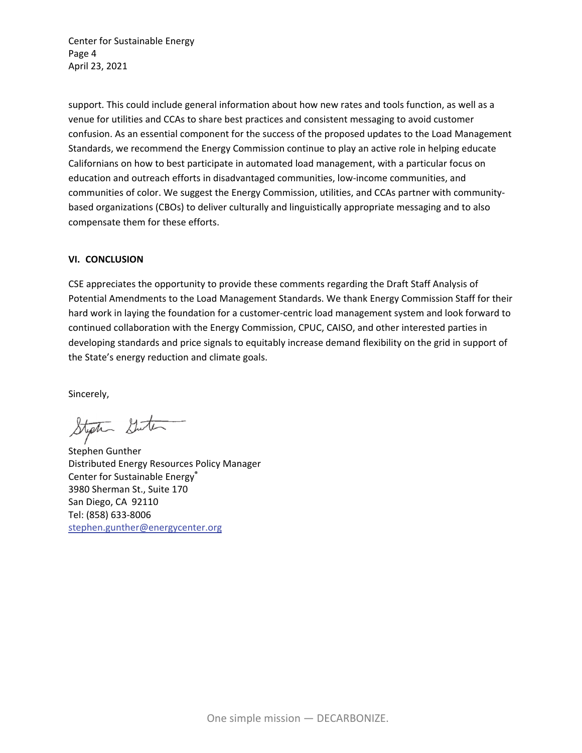support. This could include general information about how new rates and tools function, as well as a venue for utilities and CCAs to share best practices and consistent messaging to avoid customer confusion. As an essential component for the success of the proposed updates to the Load Management Standards, we recommend the Energy Commission continue to play an active role in helping educate Californians on how to best participate in automated load management, with a particular focus on education and outreach efforts in disadvantaged communities, low-income communities, and communities of color. We suggest the Energy Commission, utilities, and CCAs partner with community-based organizations (CBOs) to deliver culturally and linguistically appropriate messaging and to also compensate them for these efforts.

**VI. CONCLUSION**

CSE appreciates the opportunity to provide these comments regarding the Draft Staff Analysis of Potential Amendments to the Load Management Standards. We thank Energy Commission Staff for their hard work in laying the foundation for a customer-centric load management system and look forward to continued collaboration with the Energy Commission, CPUC, CAISO, and other interested parties in developing standards and price signals to equitably increase demand flexibility on the grid in support of the State's energy reduction and climate goals.

Sincerely,

Stephen Gunther
Distributed Energy Resources Policy Manager
Center for Sustainable Energy®
3980 Sherman St., Suite 170
San Diego, CA 92110
Tel: (858) 633-8006
stephen.gunther@energycenter.org